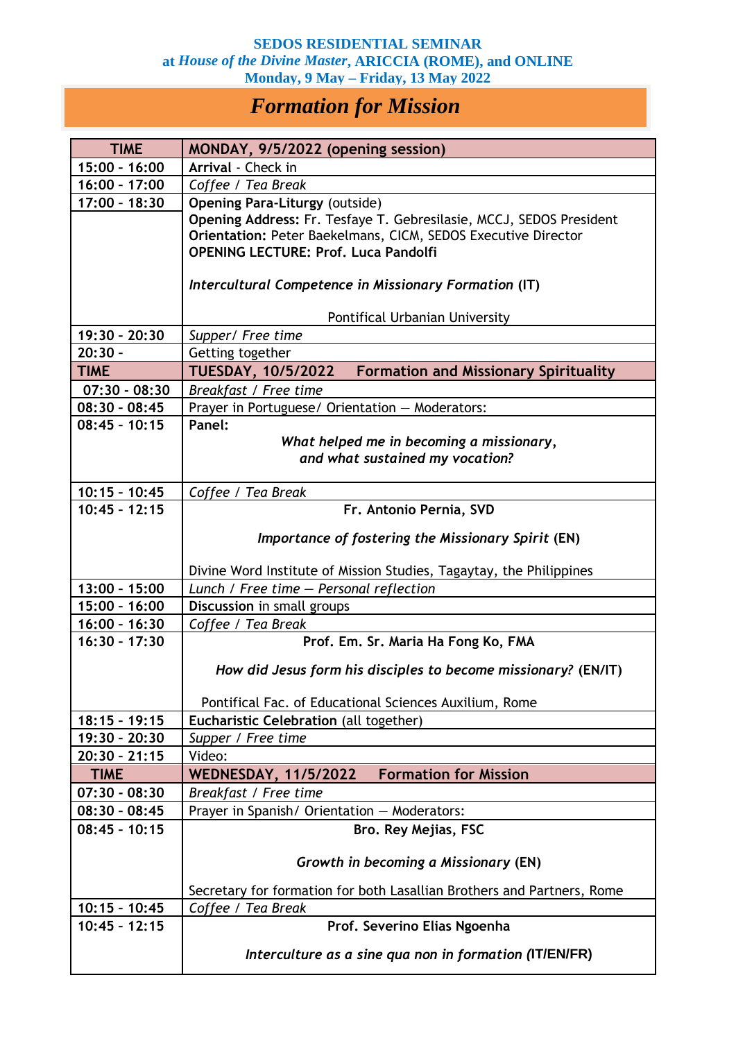**SEDOS RESIDENTIAL SEMINAR**
**at *House of the Divine Master*, ARICCIA (ROME), and ONLINE**
**Monday, 9 May – Friday, 13 May 2022**

# *Formation for Mission*

| TIME | MONDAY, 9/5/2022 (opening session) |
|---|---|
| 15:00 - 16:00 | **Arrival** - Check in |
| 16:00 - 17:00 | *Coffee / Tea Break* |
| 17:00 - 18:30 | **Opening Para-Liturgy** (outside)<br>**Opening Address:** Fr. Tesfaye T. Gebresilasie, MCCJ, SEDOS President<br>**Orientation:** Peter Baekelmans, CICM, SEDOS Executive Director<br>**OPENING LECTURE: Prof. Luca Pandolfi**<br>***Intercultural Competence in Missionary Formation* (IT)**<br>Pontifical Urbanian University |
| 19:30 - 20:30 | *Supper/ Free time* |
| 20:30 - | Getting together |
| **TIME** | **TUESDAY, 10/5/2022 Formation and Missionary Spirituality** |
| 07:30 - 08:30 | *Breakfast / Free time* |
| 08:30 - 08:45 | Prayer in Portuguese/ Orientation – Moderators: |
| 08:45 - 10:15 | **Panel:**<br>***What helped me in becoming a missionary, and what sustained my vocation?*** |
| 10:15 - 10:45 | *Coffee / Tea Break* |
| 10:45 - 12:15 | **Fr. Antonio Pernia, SVD**<br>***Importance of fostering the Missionary Spirit* (EN)**<br>Divine Word Institute of Mission Studies, Tagaytay, the Philippines |
| 13:00 - 15:00 | *Lunch / Free time – Personal reflection* |
| 15:00 - 16:00 | **Discussion** in small groups |
| 16:00 - 16:30 | *Coffee / Tea Break* |
| 16:30 - 17:30 | **Prof. Em. Sr. Maria Ha Fong Ko, FMA**<br>***How did Jesus form his disciples to become missionary?* (EN/IT)**<br>Pontifical Fac. of Educational Sciences Auxilium, Rome |
| 18:15 - 19:15 | **Eucharistic Celebration** (all together) |
| 19:30 - 20:30 | *Supper / Free time* |
| 20:30 - 21:15 | Video: |
| **TIME** | **WEDNESDAY, 11/5/2022 Formation for Mission** |
| 07:30 - 08:30 | *Breakfast / Free time* |
| 08:30 - 08:45 | Prayer in Spanish/ Orientation – Moderators: |
| 08:45 - 10:15 | **Bro. Rey Mejias, FSC**<br>***Growth in becoming a Missionary* (EN)**<br>Secretary for formation for both Lasallian Brothers and Partners, Rome |
| 10:15 - 10:45 | *Coffee / Tea Break* |
| 10:45 - 12:15 | **Prof. Severino Elias Ngoenha**<br>***Interculture as a sine qua non in formation* (IT/EN/FR)** |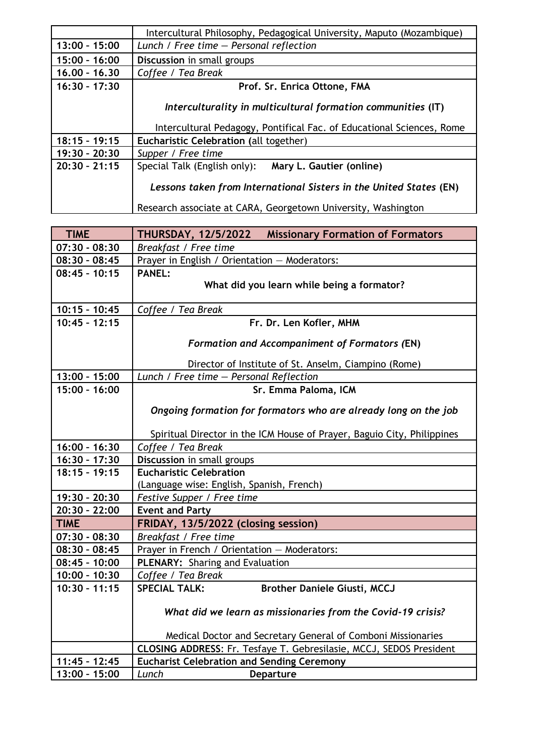| | |
|---|---|
| | Intercultural Philosophy, Pedagogical University, Maputo (Mozambique) |
| 13:00 - 15:00 | *Lunch / Free time — Personal reflection* |
| 15:00 - 16:00 | **Discussion** in small groups |
| 16.00 - 16.30 | *Coffee / Tea Break* |
| 16:30 - 17:30 | **Prof. Sr. Enrica Ottone, FMA**<br>***Interculturality in multicultural formation communities* (IT)**<br>Intercultural Pedagogy, Pontifical Fac. of Educational Sciences, Rome |
| 18:15 - 19:15 | **Eucharistic Celebration (**all together) |
| 19:30 - 20:30 | *Supper / Free time* |
| 20:30 - 21:15 | Special Talk (English only): **Mary L. Gautier (online)**<br>***Lessons taken from International Sisters in the United States* (EN)**<br>Research associate at CARA, Georgetown University, Washington |

| TIME | THURSDAY, 12/5/2022 Missionary Formation of Formators |
|---|---|
| 07:30 - 08:30 | *Breakfast / Free time* |
| 08:30 - 08:45 | Prayer in English / Orientation — Moderators: |
| 08:45 - 10:15 | **PANEL:**<br>**What did you learn while being a formator?** |
| 10:15 - 10:45 | *Coffee / Tea Break* |
| 10:45 - 12:15 | **Fr. Dr. Len Kofler, MHM**<br>***Formation and Accompaniment of Formators (*EN)**<br>Director of Institute of St. Anselm, Ciampino (Rome) |
| 13:00 - 15:00 | *Lunch / Free time — Personal Reflection* |
| 15:00 - 16:00 | **Sr. Emma Paloma, ICM**<br>***Ongoing formation for formators who are already long on the job***<br>Spiritual Director in the ICM House of Prayer, Baguio City, Philippines |
| 16:00 - 16:30 | *Coffee / Tea Break* |
| 16:30 - 17:30 | **Discussion** in small groups |
| 18:15 - 19:15 | **Eucharistic Celebration**<br>(Language wise: English, Spanish, French) |
| 19:30 - 20:30 | *Festive Supper / Free time* |
| 20:30 - 22:00 | **Event and Party** |
| **TIME** | **FRIDAY, 13/5/2022 (closing session)** |
| 07:30 - 08:30 | *Breakfast / Free time* |
| 08:30 - 08:45 | Prayer in French / Orientation — Moderators: |
| 08:45 - 10:00 | **PLENARY:** Sharing and Evaluation |
| 10:00 - 10:30 | *Coffee / Tea Break* |
| 10:30 - 11:15 | **SPECIAL TALK: Brother Daniele Giusti, MCCJ**<br>***What did we learn as missionaries from the Covid-19 crisis?***<br>Medical Doctor and Secretary General of Comboni Missionaries |
| | **CLOSING ADDRESS**: Fr. Tesfaye T. Gebresilasie, MCCJ, SEDOS President |
| 11:45 - 12:45 | **Eucharist Celebration and Sending Ceremony** |
| 13:00 - 15:00 | *Lunch* **Departure** |